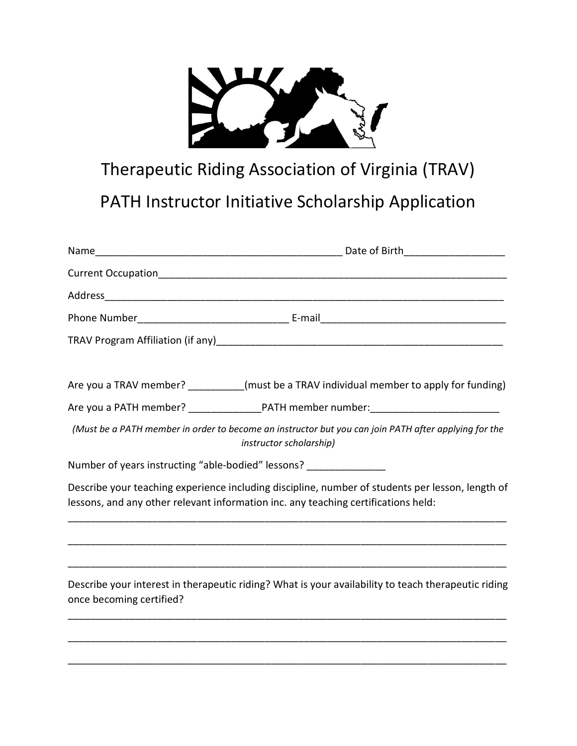# Therapeutic Riding Association of Virginia (TRAV)

## PATH Instructor Initiative Scholarship Application

Name_____________________________________________ Date of Birth_________________

Current Occupation_______________________________________________________________

Address_________________________________________________________________________

Phone Number___________________________ E-mail_________________________________

TRAV Program Affiliation (if any)_____________________________________________________

Are you a TRAV member? __________(must be a TRAV individual member to apply for funding)

Are you a PATH member? _____________PATH member number:_______________________

*(Must be a PATH member in order to become an instructor but you can join PATH after applying for the instructor scholarship)*

Number of years instructing "able-bodied" lessons? ______________

Describe your teaching experience including discipline, number of students per lesson, length of lessons, and any other relevant information inc. any teaching certifications held:

_______________________________________________________________________________

_______________________________________________________________________________

_______________________________________________________________________________

Describe your interest in therapeutic riding? What is your availability to teach therapeutic riding once becoming certified?

_______________________________________________________________________________

_______________________________________________________________________________

_______________________________________________________________________________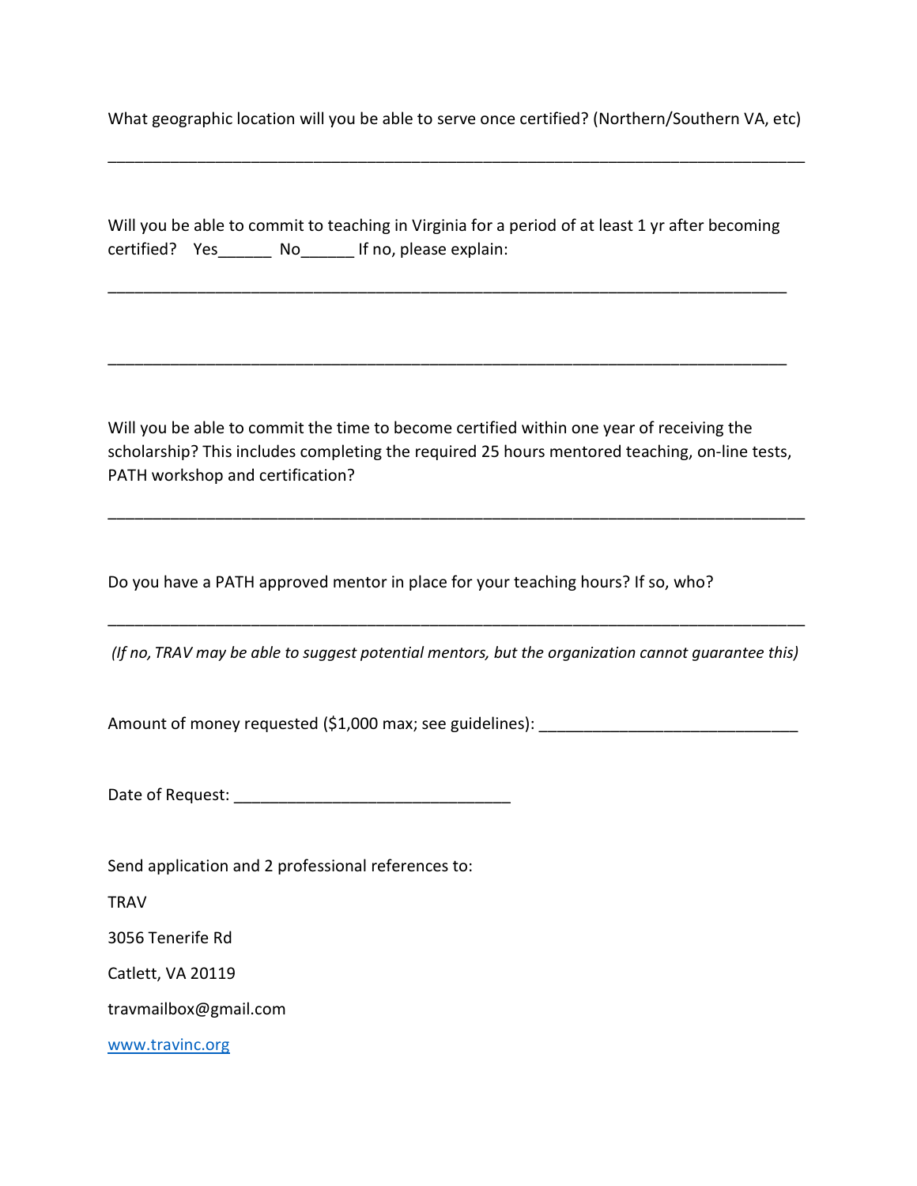What geographic location will you be able to serve once certified? (Northern/Southern VA, etc)

________________________________________________________________________________

Will you be able to commit to teaching in Virginia for a period of at least 1 yr after becoming certified? Yes______ No______ If no, please explain:

________________________________________________________________________________

________________________________________________________________________________

Will you be able to commit the time to become certified within one year of receiving the scholarship? This includes completing the required 25 hours mentored teaching, on-line tests, PATH workshop and certification?

________________________________________________________________________________

Do you have a PATH approved mentor in place for your teaching hours? If so, who?

________________________________________________________________________________

*(If no, TRAV may be able to suggest potential mentors, but the organization cannot guarantee this)*

Amount of money requested ($1,000 max; see guidelines): ____________________________

Date of Request: _______________________________

Send application and 2 professional references to:

TRAV

3056 Tenerife Rd

Catlett, VA 20119

travmailbox@gmail.com

[www.travinc.org](http://www.travinc.org)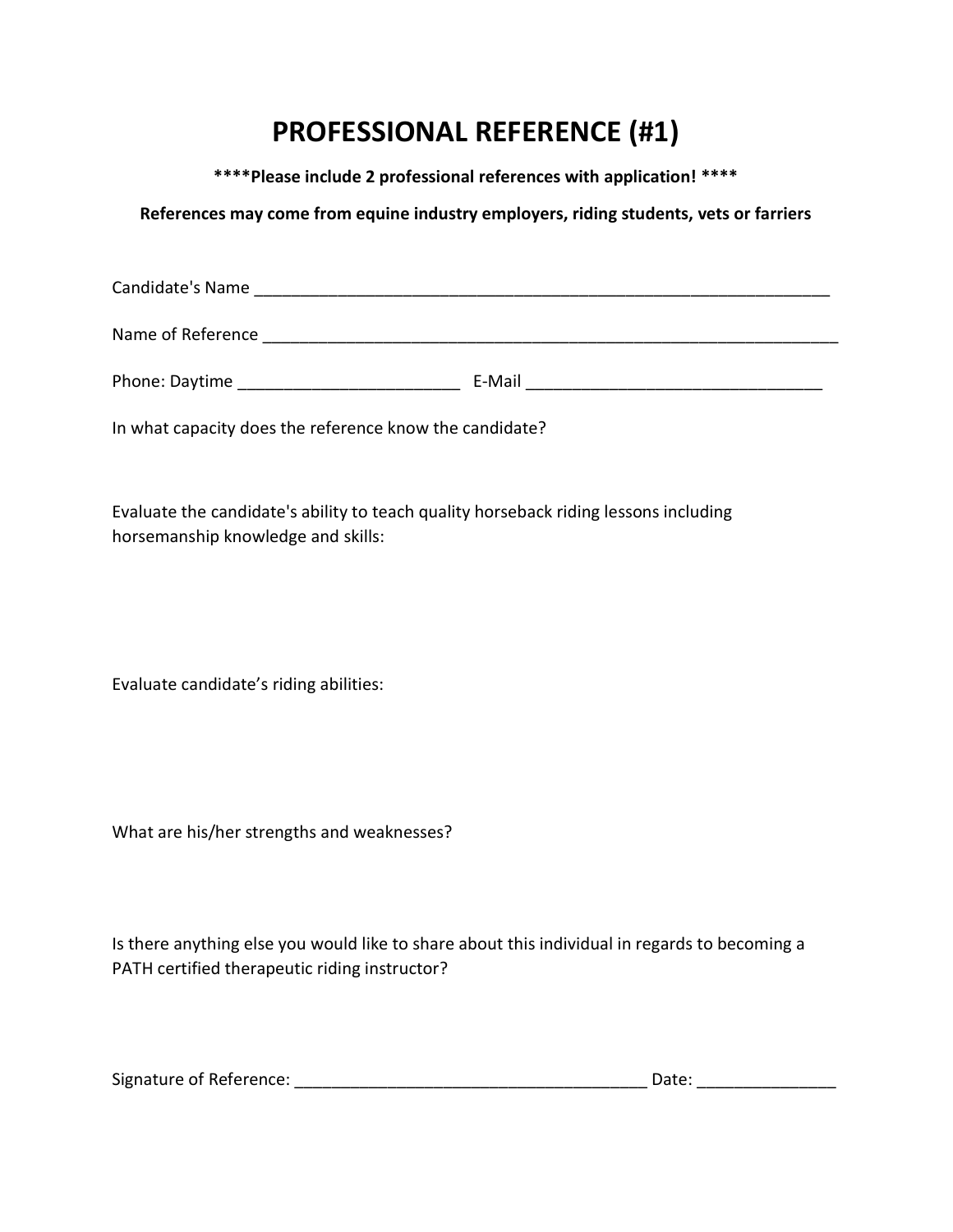# PROFESSIONAL REFERENCE (#1)

**\*\*\*\*Please include 2 professional references with application! \*\*\*\***

**References may come from equine industry employers, riding students, vets or farriers**

Candidate's Name ________________________________________________________________

Name of Reference ________________________________________________________________

Phone: Daytime ________________________ E-Mail _______________________________

In what capacity does the reference know the candidate?

Evaluate the candidate's ability to teach quality horseback riding lessons including horsemanship knowledge and skills:

Evaluate candidate's riding abilities:

What are his/her strengths and weaknesses?

Is there anything else you would like to share about this individual in regards to becoming a PATH certified therapeutic riding instructor?

Signature of Reference: ______________________________________ Date: ______________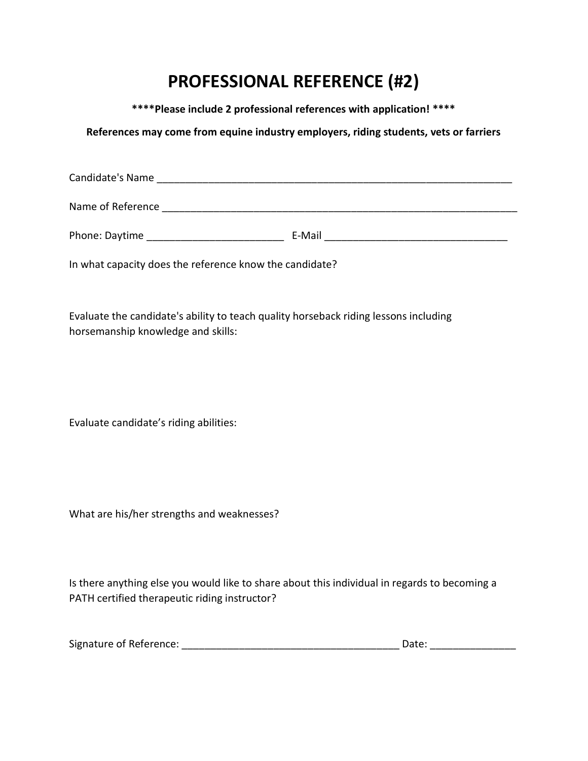# PROFESSIONAL REFERENCE (#2)

**\*\*\*\*Please include 2 professional references with application! \*\*\*\***

**References may come from equine industry employers, riding students, vets or farriers**

Candidate's Name _______________________________________________________________

Name of Reference _______________________________________________________________

Phone: Daytime ________________________ E-Mail _______________________________

In what capacity does the reference know the candidate?

Evaluate the candidate's ability to teach quality horseback riding lessons including horsemanship knowledge and skills:

Evaluate candidate's riding abilities:

What are his/her strengths and weaknesses?

Is there anything else you would like to share about this individual in regards to becoming a PATH certified therapeutic riding instructor?

Signature of Reference: ______________________________________ Date: ______________